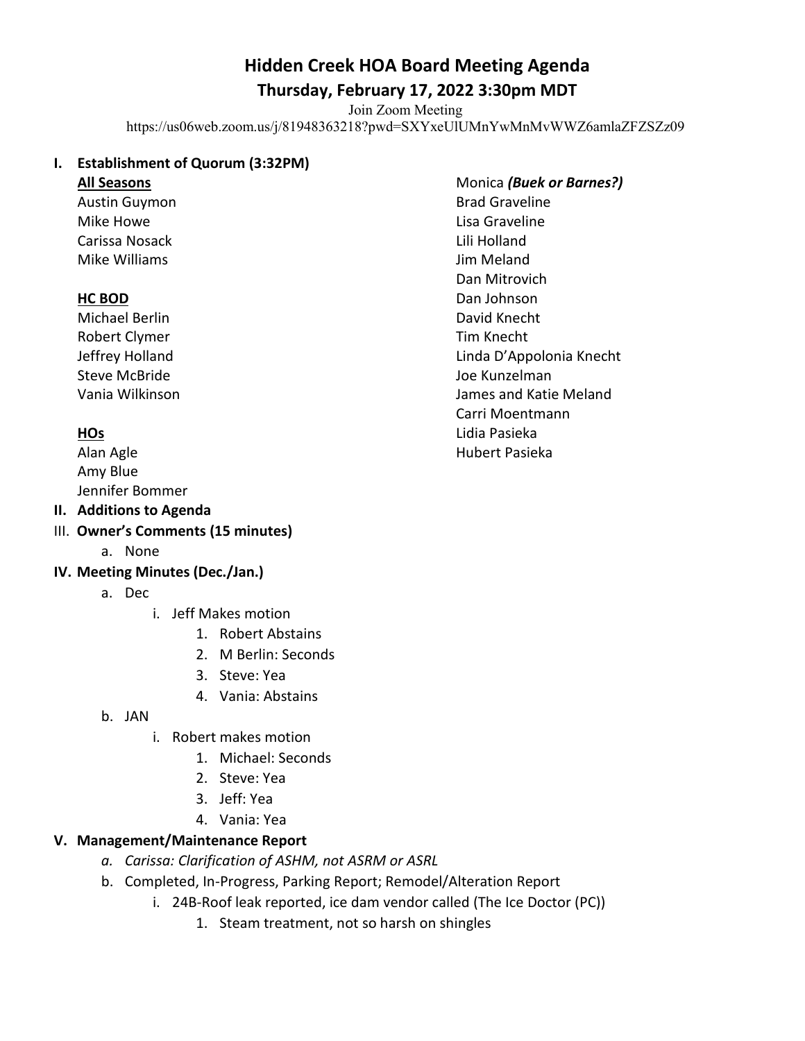# Hidden Creek HOA Board Meeting Agenda

## Thursday, February 17, 2022 3:30pm MDT

Join Zoom Meeting
https://us06web.zoom.us/j/81948363218?pwd=SXYxeUlUMnYwMnMvWWZ6amlaZFZSZz09

**I. Establishment of Quorum (3:32PM)**

**All Seasons**
Austin Guymon
Mike Howe
Carissa Nosack
Mike Williams

**HC BOD**
Michael Berlin
Robert Clymer
Jeffrey Holland
Steve McBride
Vania Wilkinson

**HOs**
Alan Agle
Amy Blue
Jennifer Bommer
Monica ***(Buek or Barnes?)***
Brad Graveline
Lisa Graveline
Lili Holland
Jim Meland
Dan Mitrovich
Dan Johnson
David Knecht
Tim Knecht
Linda D'Appolonia Knecht
Joe Kunzelman
James and Katie Meland
Carri Moentmann
Lidia Pasieka
Hubert Pasieka

**II. Additions to Agenda**

III. **Owner's Comments (15 minutes)**

a. None

**IV. Meeting Minutes (Dec./Jan.)**

a. Dec
   i. Jeff Makes motion
      1. Robert Abstains
      2. M Berlin: Seconds
      3. Steve: Yea
      4. Vania: Abstains

b. JAN
   i. Robert makes motion
      1. Michael: Seconds
      2. Steve: Yea
      3. Jeff: Yea
      4. Vania: Yea

**V. Management/Maintenance Report**

*a. Carissa: Clarification of ASHM, not ASRM or ASRL*

b. Completed, In-Progress, Parking Report; Remodel/Alteration Report
   i. 24B-Roof leak reported, ice dam vendor called (The Ice Doctor (PC))
      1. Steam treatment, not so harsh on shingles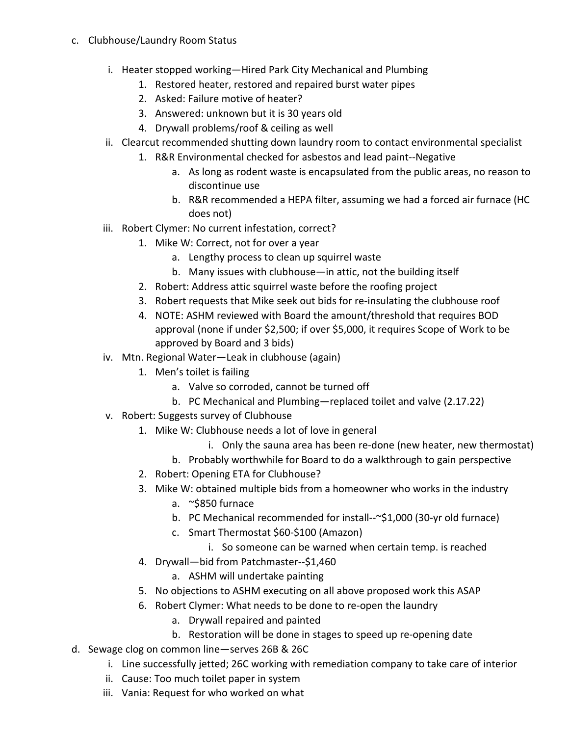c. Clubhouse/Laundry Room Status

  i. Heater stopped working—Hired Park City Mechanical and Plumbing
    1. Restored heater, restored and repaired burst water pipes
    2. Asked: Failure motive of heater?
    3. Answered: unknown but it is 30 years old
    4. Drywall problems/roof & ceiling as well
  ii. Clearcut recommended shutting down laundry room to contact environmental specialist
    1. R&R Environmental checked for asbestos and lead paint--Negative
      a. As long as rodent waste is encapsulated from the public areas, no reason to discontinue use
      b. R&R recommended a HEPA filter, assuming we had a forced air furnace (HC does not)
  iii. Robert Clymer: No current infestation, correct?
    1. Mike W: Correct, not for over a year
      a. Lengthy process to clean up squirrel waste
      b. Many issues with clubhouse—in attic, not the building itself
    2. Robert: Address attic squirrel waste before the roofing project
    3. Robert requests that Mike seek out bids for re-insulating the clubhouse roof
    4. NOTE: ASHM reviewed with Board the amount/threshold that requires BOD approval (none if under $2,500; if over $5,000, it requires Scope of Work to be approved by Board and 3 bids)
  iv. Mtn. Regional Water—Leak in clubhouse (again)
    1. Men's toilet is failing
      a. Valve so corroded, cannot be turned off
      b. PC Mechanical and Plumbing—replaced toilet and valve (2.17.22)
  v. Robert: Suggests survey of Clubhouse
    1. Mike W: Clubhouse needs a lot of love in general
        i. Only the sauna area has been re-done (new heater, new thermostat)
      b. Probably worthwhile for Board to do a walkthrough to gain perspective
    2. Robert: Opening ETA for Clubhouse?
    3. Mike W: obtained multiple bids from a homeowner who works in the industry
      a. ~$850 furnace
      b. PC Mechanical recommended for install--~$1,000 (30-yr old furnace)
      c. Smart Thermostat $60-$100 (Amazon)
        i. So someone can be warned when certain temp. is reached
    4. Drywall—bid from Patchmaster--$1,460
      a. ASHM will undertake painting
    5. No objections to ASHM executing on all above proposed work this ASAP
    6. Robert Clymer: What needs to be done to re-open the laundry
      a. Drywall repaired and painted
      b. Restoration will be done in stages to speed up re-opening date

d. Sewage clog on common line—serves 26B & 26C

  i. Line successfully jetted; 26C working with remediation company to take care of interior
  ii. Cause: Too much toilet paper in system
  iii. Vania: Request for who worked on what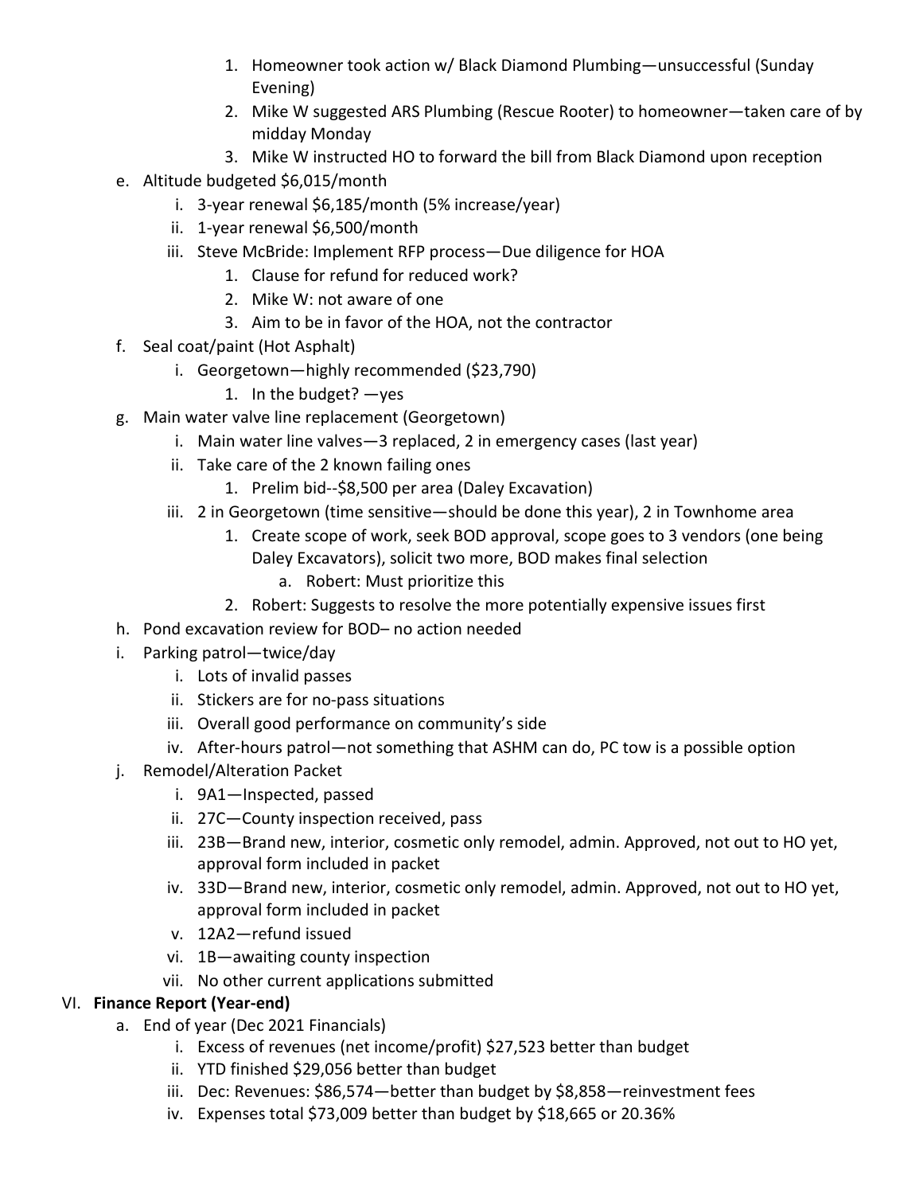1. Homeowner took action w/ Black Diamond Plumbing—unsuccessful (Sunday Evening)
        2. Mike W suggested ARS Plumbing (Rescue Rooter) to homeowner—taken care of by midday Monday
        3. Mike W instructed HO to forward the bill from Black Diamond upon reception

  e. Altitude budgeted $6,015/month
     i. 3-year renewal $6,185/month (5% increase/year)
     ii. 1-year renewal $6,500/month
     iii. Steve McBride: Implement RFP process—Due diligence for HOA
        1. Clause for refund for reduced work?
        2. Mike W: not aware of one
        3. Aim to be in favor of the HOA, not the contractor
  f. Seal coat/paint (Hot Asphalt)
     i. Georgetown—highly recommended ($23,790)
        1. In the budget? —yes
  g. Main water valve line replacement (Georgetown)
     i. Main water line valves—3 replaced, 2 in emergency cases (last year)
     ii. Take care of the 2 known failing ones
        1. Prelim bid--$8,500 per area (Daley Excavation)
     iii. 2 in Georgetown (time sensitive—should be done this year), 2 in Townhome area
        1. Create scope of work, seek BOD approval, scope goes to 3 vendors (one being Daley Excavators), solicit two more, BOD makes final selection
           a. Robert: Must prioritize this
        2. Robert: Suggests to resolve the more potentially expensive issues first
  h. Pond excavation review for BOD– no action needed
  i. Parking patrol—twice/day
     i. Lots of invalid passes
     ii. Stickers are for no-pass situations
     iii. Overall good performance on community's side
     iv. After-hours patrol—not something that ASHM can do, PC tow is a possible option
  j. Remodel/Alteration Packet
     i. 9A1—Inspected, passed
     ii. 27C—County inspection received, pass
     iii. 23B—Brand new, interior, cosmetic only remodel, admin. Approved, not out to HO yet, approval form included in packet
     iv. 33D—Brand new, interior, cosmetic only remodel, admin. Approved, not out to HO yet, approval form included in packet
     v. 12A2—refund issued
     vi. 1B—awaiting county inspection
     vii. No other current applications submitted

VI. **Finance Report (Year-end)**
  a. End of year (Dec 2021 Financials)
     i. Excess of revenues (net income/profit) $27,523 better than budget
     ii. YTD finished $29,056 better than budget
     iii. Dec: Revenues: $86,574—better than budget by $8,858—reinvestment fees
     iv. Expenses total $73,009 better than budget by $18,665 or 20.36%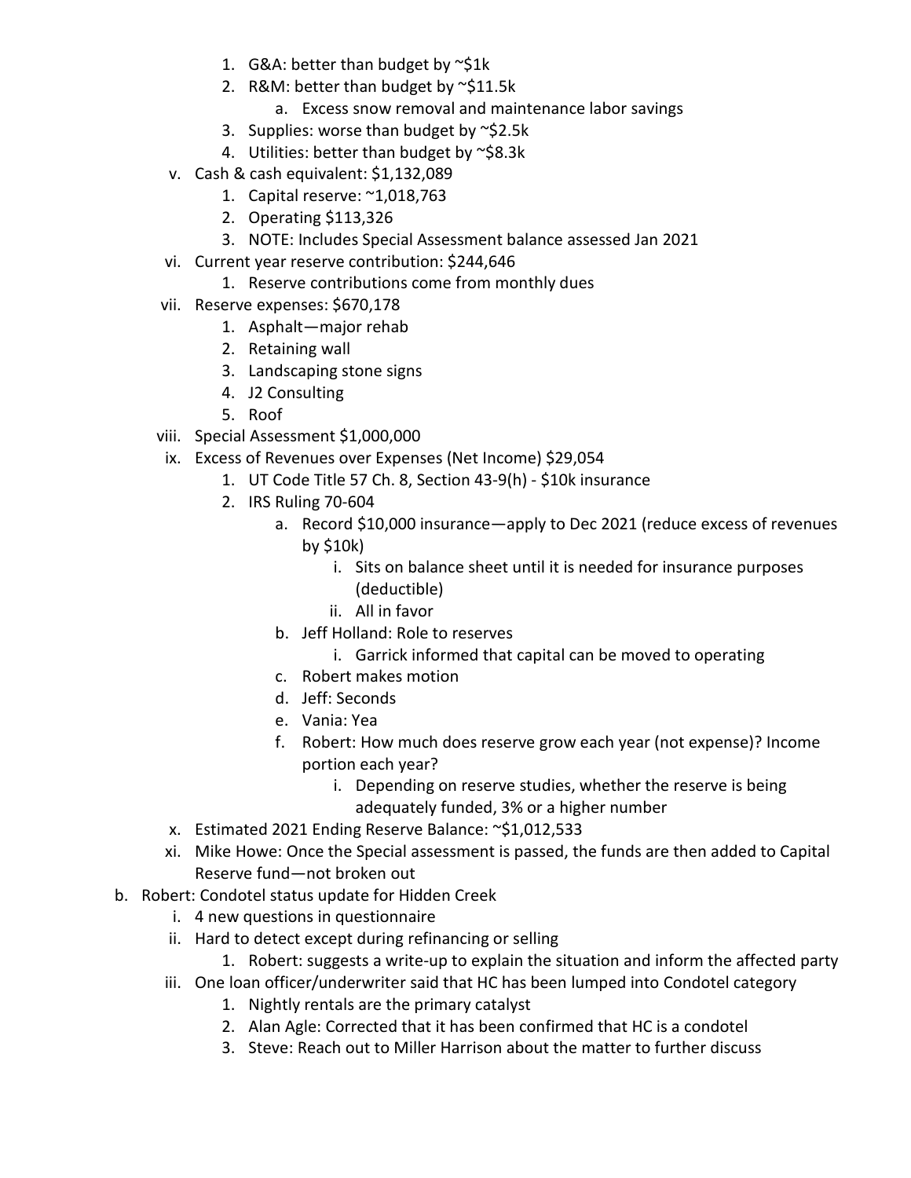1. G&A: better than budget by ~$1k
2. R&M: better than budget by ~$11.5k
    a. Excess snow removal and maintenance labor savings
3. Supplies: worse than budget by ~$2.5k
4. Utilities: better than budget by ~$8.3k

v. Cash & cash equivalent: $1,132,089
1. Capital reserve: ~1,018,763
2. Operating $113,326
3. NOTE: Includes Special Assessment balance assessed Jan 2021

vi. Current year reserve contribution: $244,646
1. Reserve contributions come from monthly dues

vii. Reserve expenses: $670,178
1. Asphalt—major rehab
2. Retaining wall
3. Landscaping stone signs
4. J2 Consulting
5. Roof

viii. Special Assessment $1,000,000

ix. Excess of Revenues over Expenses (Net Income) $29,054
1. UT Code Title 57 Ch. 8, Section 43-9(h) - $10k insurance
2. IRS Ruling 70-604
    a. Record $10,000 insurance—apply to Dec 2021 (reduce excess of revenues by $10k)
        i. Sits on balance sheet until it is needed for insurance purposes (deductible)
        ii. All in favor
    b. Jeff Holland: Role to reserves
        i. Garrick informed that capital can be moved to operating
    c. Robert makes motion
    d. Jeff: Seconds
    e. Vania: Yea
    f. Robert: How much does reserve grow each year (not expense)? Income portion each year?
        i. Depending on reserve studies, whether the reserve is being adequately funded, 3% or a higher number

x. Estimated 2021 Ending Reserve Balance: ~$1,012,533

xi. Mike Howe: Once the Special assessment is passed, the funds are then added to Capital Reserve fund—not broken out

b. Robert: Condotel status update for Hidden Creek

i. 4 new questions in questionnaire

ii. Hard to detect except during refinancing or selling
1. Robert: suggests a write-up to explain the situation and inform the affected party

iii. One loan officer/underwriter said that HC has been lumped into Condotel category
1. Nightly rentals are the primary catalyst
2. Alan Agle: Corrected that it has been confirmed that HC is a condotel
3. Steve: Reach out to Miller Harrison about the matter to further discuss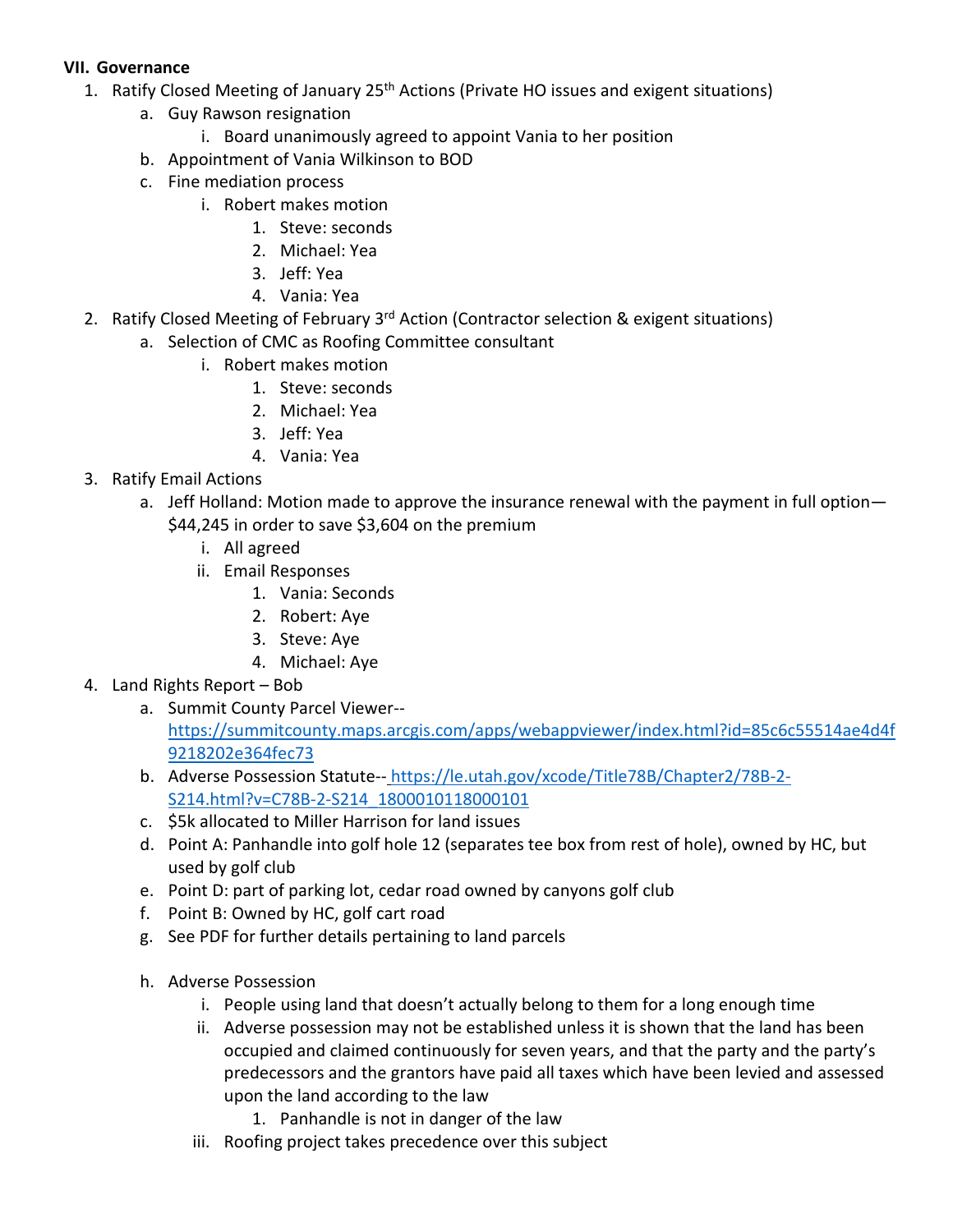**VII. Governance**

1. Ratify Closed Meeting of January 25th Actions (Private HO issues and exigent situations)
    a. Guy Rawson resignation
        i. Board unanimously agreed to appoint Vania to her position
    b. Appointment of Vania Wilkinson to BOD
    c. Fine mediation process
        i. Robert makes motion
            1. Steve: seconds
            2. Michael: Yea
            3. Jeff: Yea
            4. Vania: Yea
2. Ratify Closed Meeting of February 3rd Action (Contractor selection & exigent situations)
    a. Selection of CMC as Roofing Committee consultant
        i. Robert makes motion
            1. Steve: seconds
            2. Michael: Yea
            3. Jeff: Yea
            4. Vania: Yea
3. Ratify Email Actions
    a. Jeff Holland: Motion made to approve the insurance renewal with the payment in full option—$44,245 in order to save $3,604 on the premium
        i. All agreed
        ii. Email Responses
            1. Vania: Seconds
            2. Robert: Aye
            3. Steve: Aye
            4. Michael: Aye
4. Land Rights Report – Bob
    a. Summit County Parcel Viewer-- https://summitcounty.maps.arcgis.com/apps/webappviewer/index.html?id=85c6c55514ae4d4f9218202e364fec73
    b. Adverse Possession Statute-- https://le.utah.gov/xcode/Title78B/Chapter2/78B-2-S214.html?v=C78B-2-S214_1800010118000101
    c. $5k allocated to Miller Harrison for land issues
    d. Point A: Panhandle into golf hole 12 (separates tee box from rest of hole), owned by HC, but used by golf club
    e. Point D: part of parking lot, cedar road owned by canyons golf club
    f. Point B: Owned by HC, golf cart road
    g. See PDF for further details pertaining to land parcels
    h. Adverse Possession
        i. People using land that doesn't actually belong to them for a long enough time
        ii. Adverse possession may not be established unless it is shown that the land has been occupied and claimed continuously for seven years, and that the party and the party's predecessors and the grantors have paid all taxes which have been levied and assessed upon the land according to the law
            1. Panhandle is not in danger of the law
        iii. Roofing project takes precedence over this subject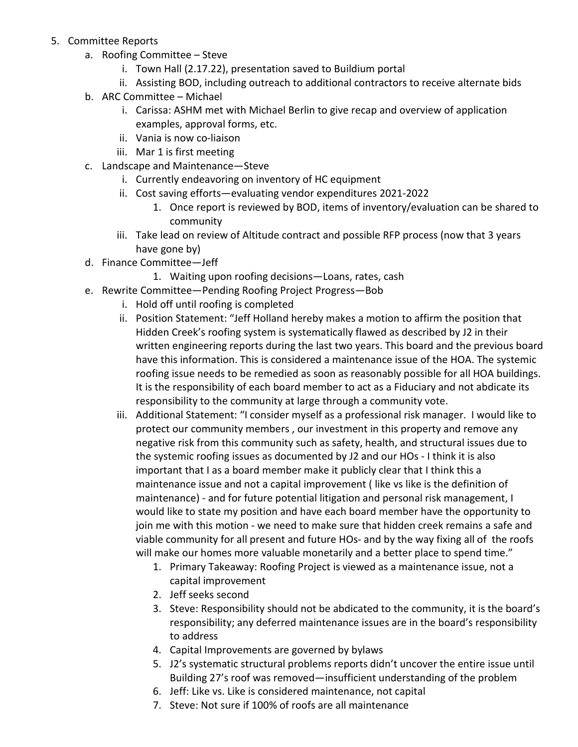5. Committee Reports
    a. Roofing Committee – Steve
        i. Town Hall (2.17.22), presentation saved to Buildium portal
        ii. Assisting BOD, including outreach to additional contractors to receive alternate bids
    b. ARC Committee – Michael
        i. Carissa: ASHM met with Michael Berlin to give recap and overview of application examples, approval forms, etc.
        ii. Vania is now co-liaison
        iii. Mar 1 is first meeting
    c. Landscape and Maintenance—Steve
        i. Currently endeavoring on inventory of HC equipment
        ii. Cost saving efforts—evaluating vendor expenditures 2021-2022
            1. Once report is reviewed by BOD, items of inventory/evaluation can be shared to community
        iii. Take lead on review of Altitude contract and possible RFP process (now that 3 years have gone by)
    d. Finance Committee—Jeff
            1. Waiting upon roofing decisions—Loans, rates, cash
    e. Rewrite Committee—Pending Roofing Project Progress—Bob
        i. Hold off until roofing is completed
        ii. Position Statement: "Jeff Holland hereby makes a motion to affirm the position that Hidden Creek's roofing system is systematically flawed as described by J2 in their written engineering reports during the last two years. This board and the previous board have this information. This is considered a maintenance issue of the HOA. The systemic roofing issue needs to be remedied as soon as reasonably possible for all HOA buildings. It is the responsibility of each board member to act as a Fiduciary and not abdicate its responsibility to the community at large through a community vote.
        iii. Additional Statement: "I consider myself as a professional risk manager. I would like to protect our community members , our investment in this property and remove any negative risk from this community such as safety, health, and structural issues due to the systemic roofing issues as documented by J2 and our HOs - I think it is also important that I as a board member make it publicly clear that I think this a maintenance issue and not a capital improvement ( like vs like is the definition of maintenance) - and for future potential litigation and personal risk management, I would like to state my position and have each board member have the opportunity to join me with this motion - we need to make sure that hidden creek remains a safe and viable community for all present and future HOs- and by the way fixing all of the roofs will make our homes more valuable monetarily and a better place to spend time."
            1. Primary Takeaway: Roofing Project is viewed as a maintenance issue, not a capital improvement
            2. Jeff seeks second
            3. Steve: Responsibility should not be abdicated to the community, it is the board's responsibility; any deferred maintenance issues are in the board's responsibility to address
            4. Capital Improvements are governed by bylaws
            5. J2's systematic structural problems reports didn't uncover the entire issue until Building 27's roof was removed—insufficient understanding of the problem
            6. Jeff: Like vs. Like is considered maintenance, not capital
            7. Steve: Not sure if 100% of roofs are all maintenance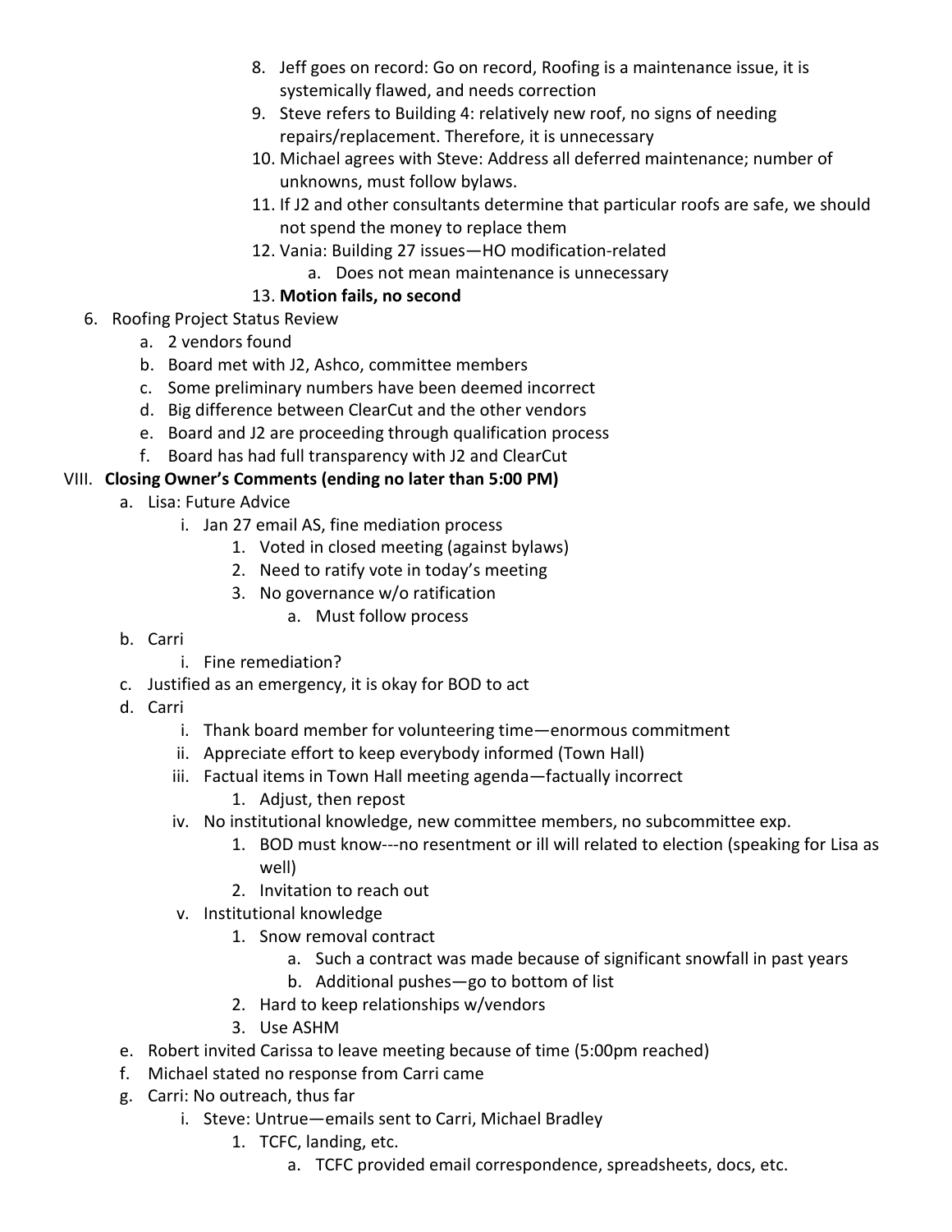8. Jeff goes on record: Go on record, Roofing is a maintenance issue, it is systemically flawed, and needs correction
9. Steve refers to Building 4: relatively new roof, no signs of needing repairs/replacement. Therefore, it is unnecessary
10. Michael agrees with Steve: Address all deferred maintenance; number of unknowns, must follow bylaws.
11. If J2 and other consultants determine that particular roofs are safe, we should not spend the money to replace them
12. Vania: Building 27 issues—HO modification-related
    a. Does not mean maintenance is unnecessary
13. **Motion fails, no second**

6. Roofing Project Status Review
   a. 2 vendors found
   b. Board met with J2, Ashco, committee members
   c. Some preliminary numbers have been deemed incorrect
   d. Big difference between ClearCut and the other vendors
   e. Board and J2 are proceeding through qualification process
   f. Board has had full transparency with J2 and ClearCut

VIII. **Closing Owner's Comments (ending no later than 5:00 PM)**

a. Lisa: Future Advice
   i. Jan 27 email AS, fine mediation process
      1. Voted in closed meeting (against bylaws)
      2. Need to ratify vote in today's meeting
      3. No governance w/o ratification
         a. Must follow process

b. Carri
   i. Fine remediation?

c. Justified as an emergency, it is okay for BOD to act

d. Carri
   i. Thank board member for volunteering time—enormous commitment
   ii. Appreciate effort to keep everybody informed (Town Hall)
   iii. Factual items in Town Hall meeting agenda—factually incorrect
      1. Adjust, then repost
   iv. No institutional knowledge, new committee members, no subcommittee exp.
      1. BOD must know---no resentment or ill will related to election (speaking for Lisa as well)
      2. Invitation to reach out
   v. Institutional knowledge
      1. Snow removal contract
         a. Such a contract was made because of significant snowfall in past years
         b. Additional pushes—go to bottom of list
      2. Hard to keep relationships w/vendors
      3. Use ASHM

e. Robert invited Carissa to leave meeting because of time (5:00pm reached)

f. Michael stated no response from Carri came

g. Carri: No outreach, thus far
   i. Steve: Untrue—emails sent to Carri, Michael Bradley
      1. TCFC, landing, etc.
         a. TCFC provided email correspondence, spreadsheets, docs, etc.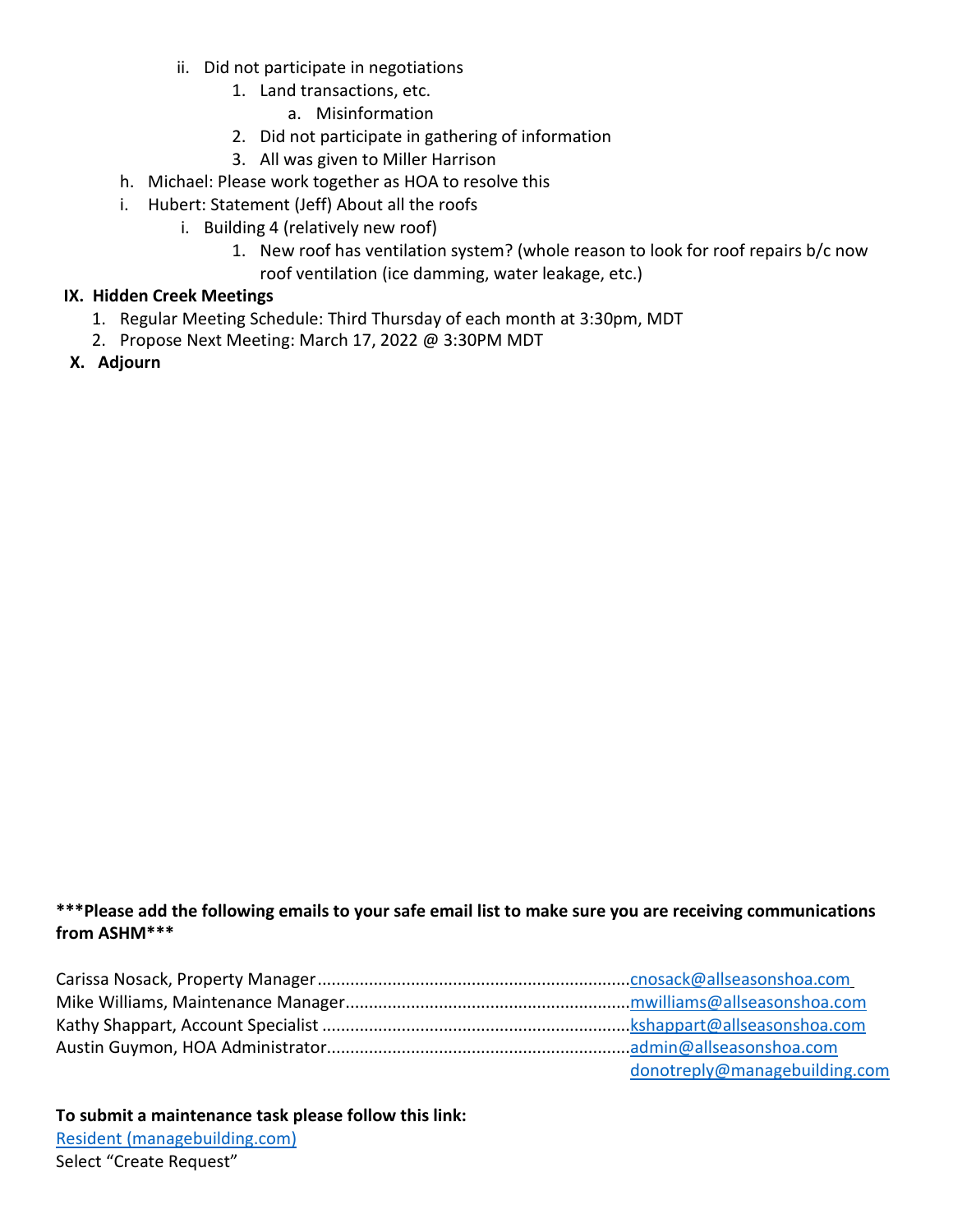- ii. Did not participate in negotiations
  1. Land transactions, etc.
     a. Misinformation
  2. Did not participate in gathering of information
  3. All was given to Miller Harrison

h. Michael: Please work together as HOA to resolve this

i. Hubert: Statement (Jeff) About all the roofs
- i. Building 4 (relatively new roof)
  1. New roof has ventilation system? (whole reason to look for roof repairs b/c now roof ventilation (ice damming, water leakage, etc.)

**IX. Hidden Creek Meetings**

1. Regular Meeting Schedule: Third Thursday of each month at 3:30pm, MDT
2. Propose Next Meeting: March 17, 2022 @ 3:30PM MDT

**X. Adjourn**

**\*\*\*Please add the following emails to your safe email list to make sure you are receiving communications from ASHM\*\*\***

Carissa Nosack, Property Manager....................cnosack@allseasonshoa.com
Mike Williams, Maintenance Manager....................mwilliams@allseasonshoa.com
Kathy Shappart, Account Specialist....................kshappart@allseasonshoa.com
Austin Guymon, HOA Administrator....................admin@allseasonshoa.com
donotreply@managebuilding.com

**To submit a maintenance task please follow this link:**
Resident (managebuilding.com)
Select "Create Request"